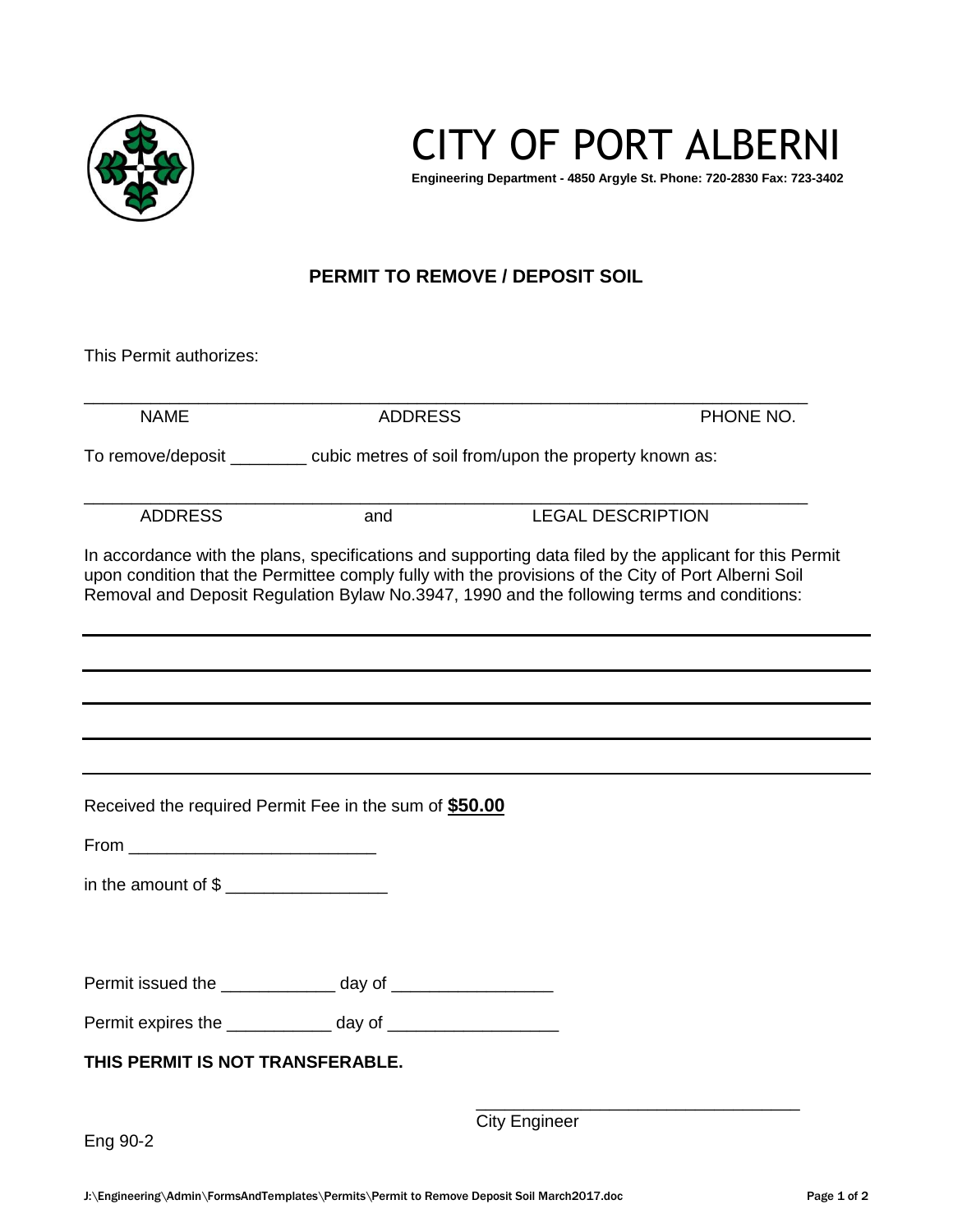# CITY OF PORT ALBERNI

**Engineering Department - 4850 Argyle St. Phone: 720-2830 Fax: 723-3402**

## PERMIT TO REMOVE / DEPOSIT SOIL

This Permit authorizes:

______________________________________________________________________________

NAME                ADDRESS                PHONE NO.

To remove/deposit ________ cubic metres of soil from/upon the property known as:

______________________________________________________________________________

ADDRESS         and         LEGAL DESCRIPTION

In accordance with the plans, specifications and supporting data filed by the applicant for this Permit upon condition that the Permittee comply fully with the provisions of the City of Port Alberni Soil Removal and Deposit Regulation Bylaw No.3947, 1990 and the following terms and conditions:

______________________________________________________________________________

______________________________________________________________________________

______________________________________________________________________________

______________________________________________________________________________

______________________________________________________________________________

Received the required Permit Fee in the sum of **$50.00**

From __________________________

in the amount of $ _________________

Permit issued the ____________ day of _________________

Permit expires the ___________ day of __________________

**THIS PERMIT IS NOT TRANSFERABLE.**

__________________________________

City Engineer

Eng 90-2

J:\Engineering\Admin\FormsAndTemplates\Permits\Permit to Remove Deposit Soil March2017.doc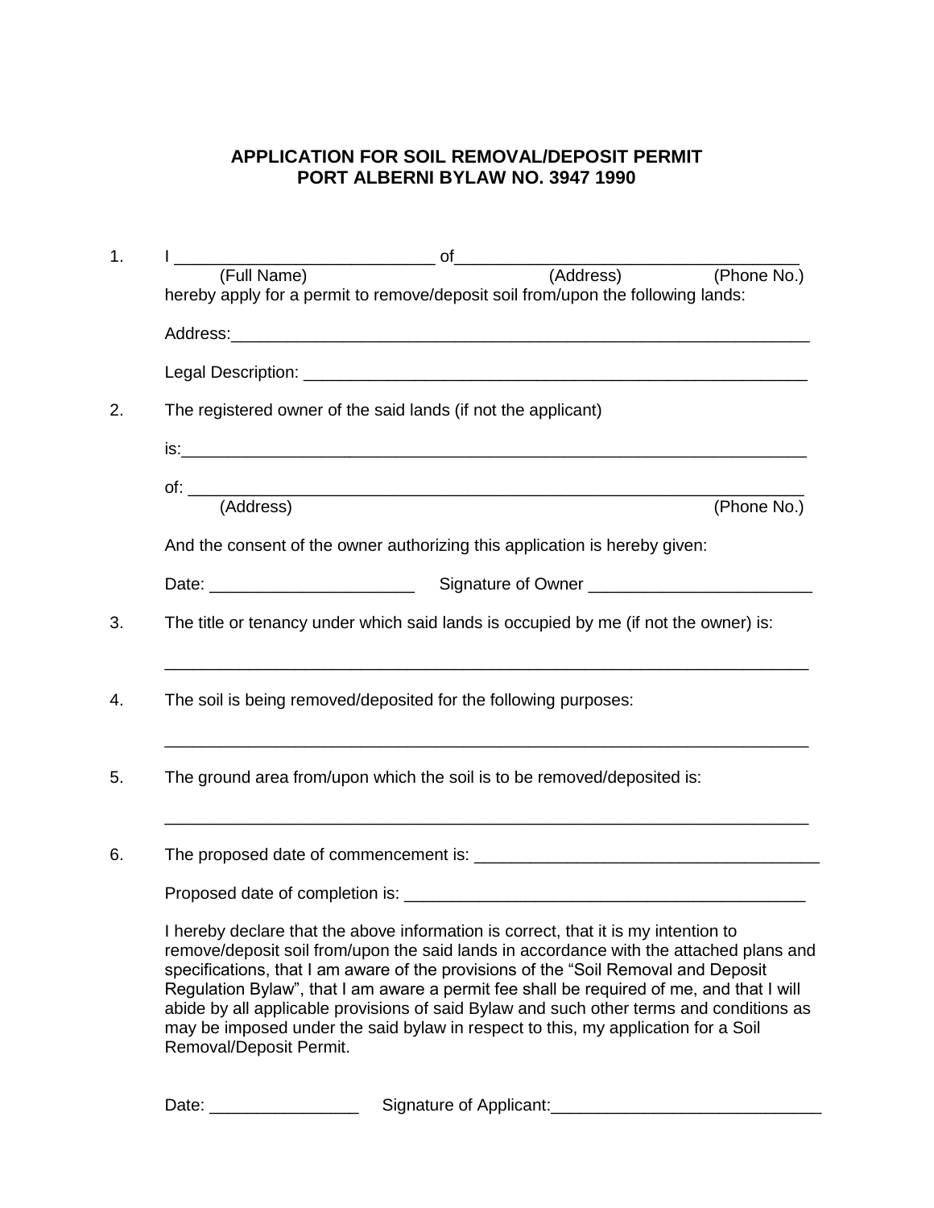## APPLICATION FOR SOIL REMOVAL/DEPOSIT PERMIT
## PORT ALBERNI BYLAW NO. 3947 1990

1. I ____________________________ of____________________________________
   (Full Name) (Address) (Phone No.)
   hereby apply for a permit to remove/deposit soil from/upon the following lands:

   Address:_______________________________________________________________

   Legal Description: ______________________________________________________

2. The registered owner of the said lands (if not the applicant)

   is:___________________________________________________________________

   of: __________________________________________________________________
   (Address) (Phone No.)

   And the consent of the owner authorizing this application is hereby given:

   Date: ______________________ Signature of Owner ________________________

3. The title or tenancy under which said lands is occupied by me (if not the owner) is:

   ______________________________________________________________________

4. The soil is being removed/deposited for the following purposes:

   ______________________________________________________________________

5. The ground area from/upon which the soil is to be removed/deposited is:

   ______________________________________________________________________

6. The proposed date of commencement is: _____________________________________

   Proposed date of completion is: ___________________________________________

   I hereby declare that the above information is correct, that it is my intention to remove/deposit soil from/upon the said lands in accordance with the attached plans and specifications, that I am aware of the provisions of the "Soil Removal and Deposit Regulation Bylaw", that I am aware a permit fee shall be required of me, and that I will abide by all applicable provisions of said Bylaw and such other terms and conditions as may be imposed under the said bylaw in respect to this, my application for a Soil Removal/Deposit Permit.

   Date: ________________ Signature of Applicant:_____________________________